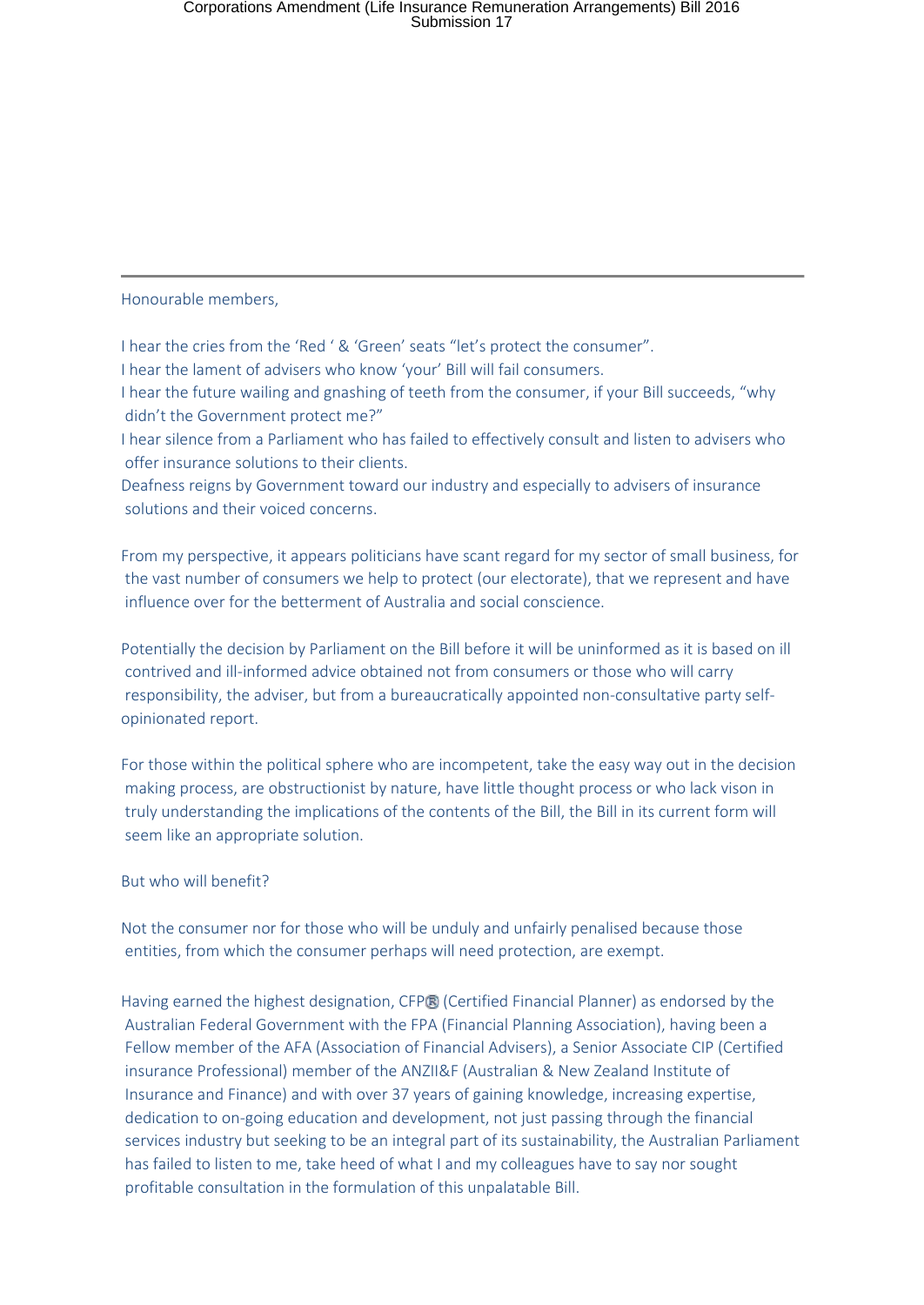Honourable members,

I hear the cries from the 'Red ' & 'Green' seats "let's protect the consumer".
I hear the lament of advisers who know 'your' Bill will fail consumers.
I hear the future wailing and gnashing of teeth from the consumer, if your Bill succeeds, "why didn't the Government protect me?"
I hear silence from a Parliament who has failed to effectively consult and listen to advisers who offer insurance solutions to their clients.
Deafness reigns by Government toward our industry and especially to advisers of insurance solutions and their voiced concerns.

From my perspective, it appears politicians have scant regard for my sector of small business, for the vast number of consumers we help to protect (our electorate), that we represent and have influence over for the betterment of Australia and social conscience.

Potentially the decision by Parliament on the Bill before it will be uninformed as it is based on ill contrived and ill-informed advice obtained not from consumers or those who will carry responsibility, the adviser, but from a bureaucratically appointed non-consultative party self-opinionated report.

For those within the political sphere who are incompetent, take the easy way out in the decision making process, are obstructionist by nature, have little thought process or who lack vison in truly understanding the implications of the contents of the Bill, the Bill in its current form will seem like an appropriate solution.

But who will benefit?

Not the consumer nor for those who will be unduly and unfairly penalised because those entities, from which the consumer perhaps will need protection, are exempt.

Having earned the highest designation, CFP® (Certified Financial Planner) as endorsed by the Australian Federal Government with the FPA (Financial Planning Association), having been a Fellow member of the AFA (Association of Financial Advisers), a Senior Associate CIP (Certified insurance Professional) member of the ANZII&F (Australian & New Zealand Institute of Insurance and Finance) and with over 37 years of gaining knowledge, increasing expertise, dedication to on-going education and development, not just passing through the financial services industry but seeking to be an integral part of its sustainability, the Australian Parliament has failed to listen to me, take heed of what I and my colleagues have to say nor sought profitable consultation in the formulation of this unpalatable Bill.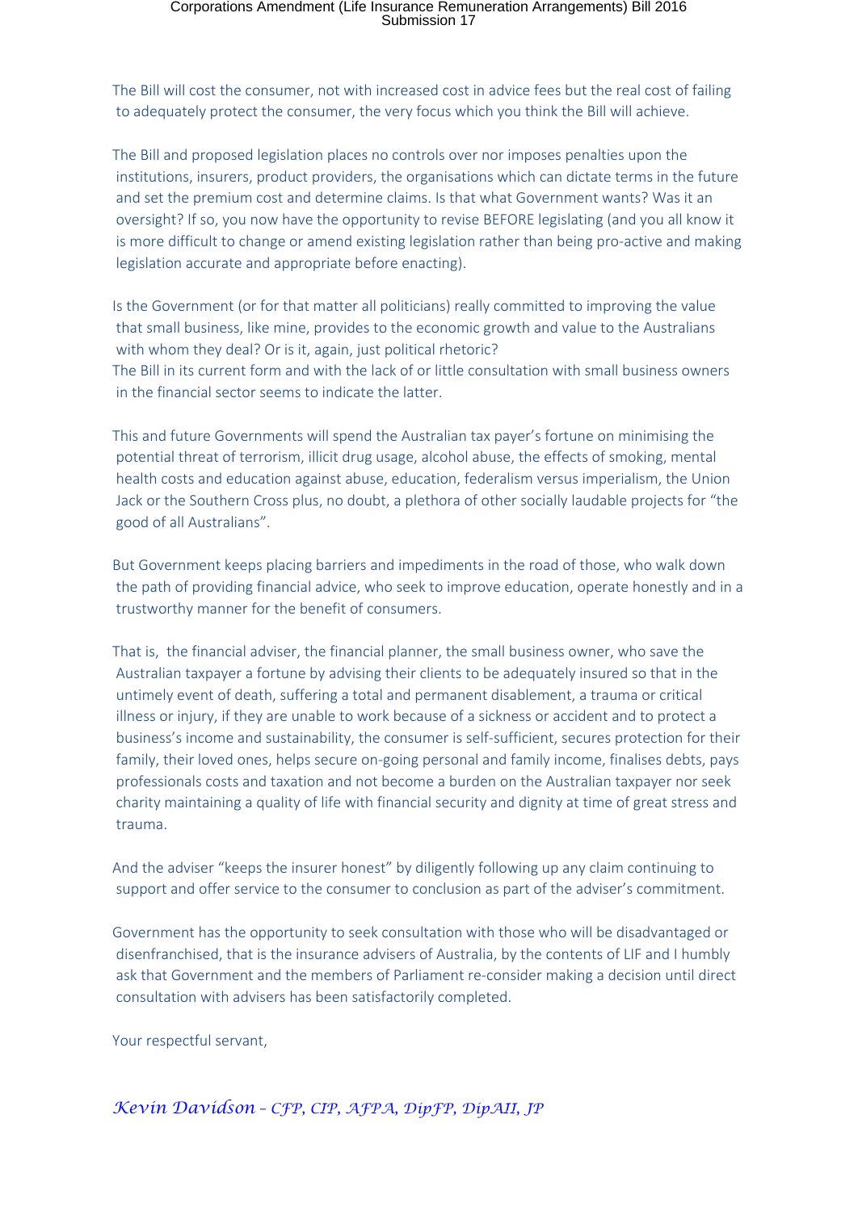The Bill will cost the consumer, not with increased cost in advice fees but the real cost of failing to adequately protect the consumer, the very focus which you think the Bill will achieve.

The Bill and proposed legislation places no controls over nor imposes penalties upon the institutions, insurers, product providers, the organisations which can dictate terms in the future and set the premium cost and determine claims. Is that what Government wants? Was it an oversight? If so, you now have the opportunity to revise BEFORE legislating (and you all know it is more difficult to change or amend existing legislation rather than being pro-active and making legislation accurate and appropriate before enacting).

Is the Government (or for that matter all politicians) really committed to improving the value that small business, like mine, provides to the economic growth and value to the Australians with whom they deal? Or is it, again, just political rhetoric?
The Bill in its current form and with the lack of or little consultation with small business owners in the financial sector seems to indicate the latter.

This and future Governments will spend the Australian tax payer's fortune on minimising the potential threat of terrorism, illicit drug usage, alcohol abuse, the effects of smoking, mental health costs and education against abuse, education, federalism versus imperialism, the Union Jack or the Southern Cross plus, no doubt, a plethora of other socially laudable projects for "the good of all Australians".

But Government keeps placing barriers and impediments in the road of those, who walk down the path of providing financial advice, who seek to improve education, operate honestly and in a trustworthy manner for the benefit of consumers.

That is, the financial adviser, the financial planner, the small business owner, who save the Australian taxpayer a fortune by advising their clients to be adequately insured so that in the untimely event of death, suffering a total and permanent disablement, a trauma or critical illness or injury, if they are unable to work because of a sickness or accident and to protect a business's income and sustainability, the consumer is self-sufficient, secures protection for their family, their loved ones, helps secure on-going personal and family income, finalises debts, pays professionals costs and taxation and not become a burden on the Australian taxpayer nor seek charity maintaining a quality of life with financial security and dignity at time of great stress and trauma.

And the adviser "keeps the insurer honest" by diligently following up any claim continuing to support and offer service to the consumer to conclusion as part of the adviser's commitment.

Government has the opportunity to seek consultation with those who will be disadvantaged or disenfranchised, that is the insurance advisers of Australia, by the contents of LIF and I humbly ask that Government and the members of Parliament re-consider making a decision until direct consultation with advisers has been satisfactorily completed.

Your respectful servant,

*Kevin Davidson – CFP, CIP, AFPA, DipFP, DipAII, JP*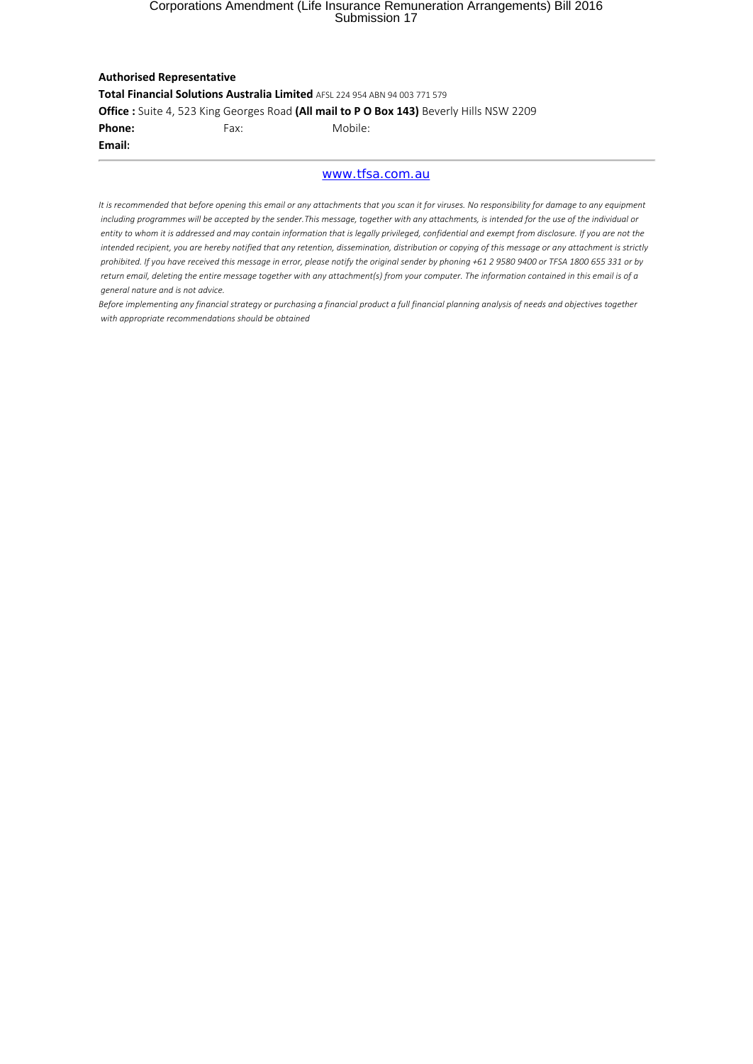**Authorised Representative**

**Total Financial Solutions Australia Limited** AFSL 224 954 ABN 94 003 771 579

**Office :** Suite 4, 523 King Georges Road **(All mail to P O Box 143)** Beverly Hills NSW 2209

**Phone:** Fax: Mobile:

**Email:**

---

www.tfsa.com.au

*It is recommended that before opening this email or any attachments that you scan it for viruses. No responsibility for damage to any equipment including programmes will be accepted by the sender. This message, together with any attachments, is intended for the use of the individual or entity to whom it is addressed and may contain information that is legally privileged, confidential and exempt from disclosure. If you are not the intended recipient, you are hereby notified that any retention, dissemination, distribution or copying of this message or any attachment is strictly prohibited. If you have received this message in error, please notify the original sender by phoning +61 2 9580 9400 or TFSA 1800 655 331 or by return email, deleting the entire message together with any attachment(s) from your computer. The information contained in this email is of a general nature and is not advice.*

*Before implementing any financial strategy or purchasing a financial product a full financial planning analysis of needs and objectives together with appropriate recommendations should be obtained*